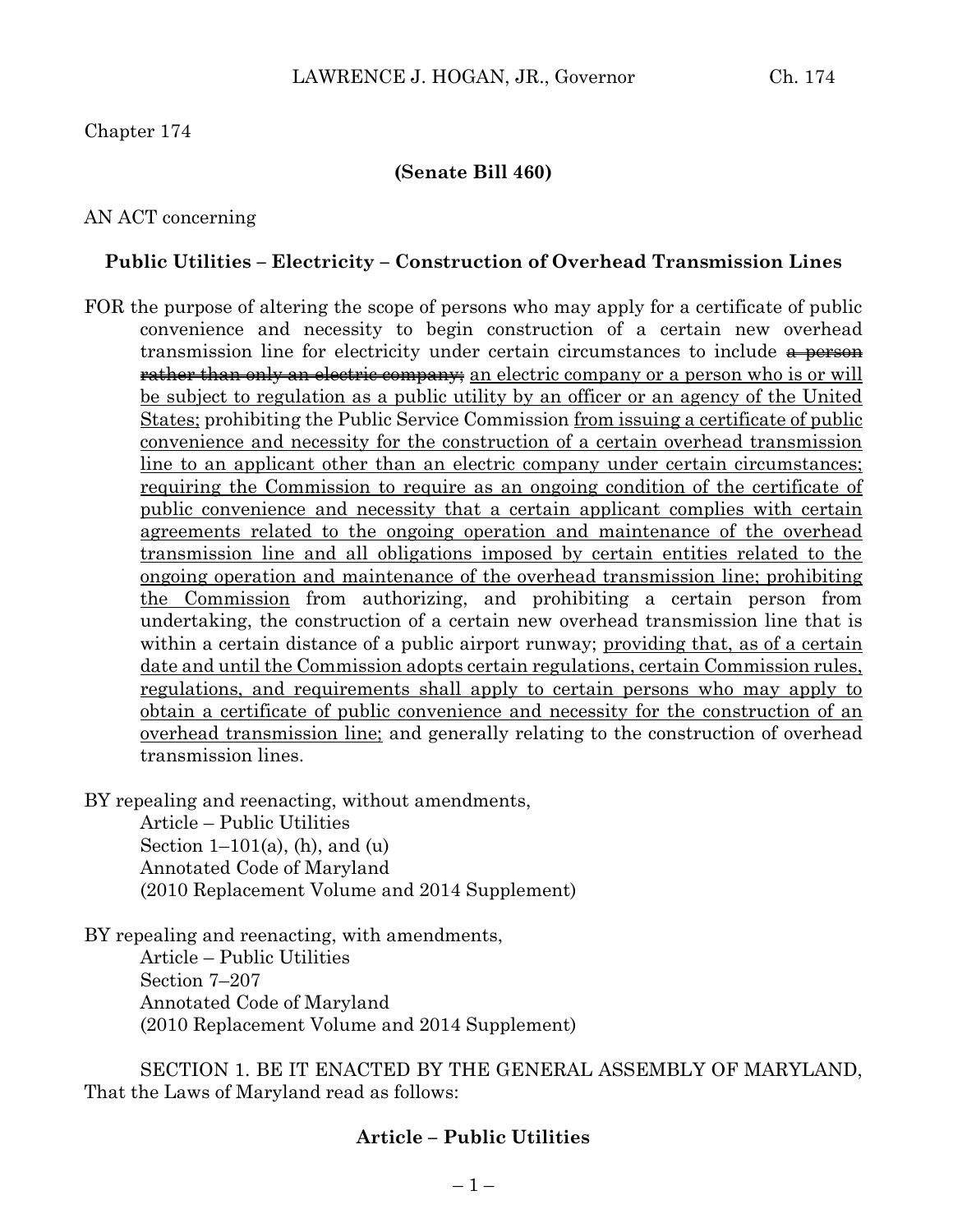Chapter 174

**(Senate Bill 460)**

AN ACT concerning

**Public Utilities – Electricity – Construction of Overhead Transmission Lines**

FOR the purpose of altering the scope of persons who may apply for a certificate of public convenience and necessity to begin construction of a certain new overhead transmission line for electricity under certain circumstances to include ~~a person rather than only an electric company;~~ <u>an electric company or a person who is or will be subject to regulation as a public utility by an officer or an agency of the United States;</u> prohibiting the Public Service Commission <u>from issuing a certificate of public convenience and necessity for the construction of a certain overhead transmission line to an applicant other than an electric company under certain circumstances; requiring the Commission to require as an ongoing condition of the certificate of public convenience and necessity that a certain applicant complies with certain agreements related to the ongoing operation and maintenance of the overhead transmission line and all obligations imposed by certain entities related to the ongoing operation and maintenance of the overhead transmission line; prohibiting the Commission</u> from authorizing, and prohibiting a certain person from undertaking, the construction of a certain new overhead transmission line that is within a certain distance of a public airport runway; <u>providing that, as of a certain date and until the Commission adopts certain regulations, certain Commission rules, regulations, and requirements shall apply to certain persons who may apply to obtain a certificate of public convenience and necessity for the construction of an overhead transmission line;</u> and generally relating to the construction of overhead transmission lines.

BY repealing and reenacting, without amendments,
Article – Public Utilities
Section 1–101(a), (h), and (u)
Annotated Code of Maryland
(2010 Replacement Volume and 2014 Supplement)

BY repealing and reenacting, with amendments,
Article – Public Utilities
Section 7–207
Annotated Code of Maryland
(2010 Replacement Volume and 2014 Supplement)

SECTION 1. BE IT ENACTED BY THE GENERAL ASSEMBLY OF MARYLAND, That the Laws of Maryland read as follows:

**Article – Public Utilities**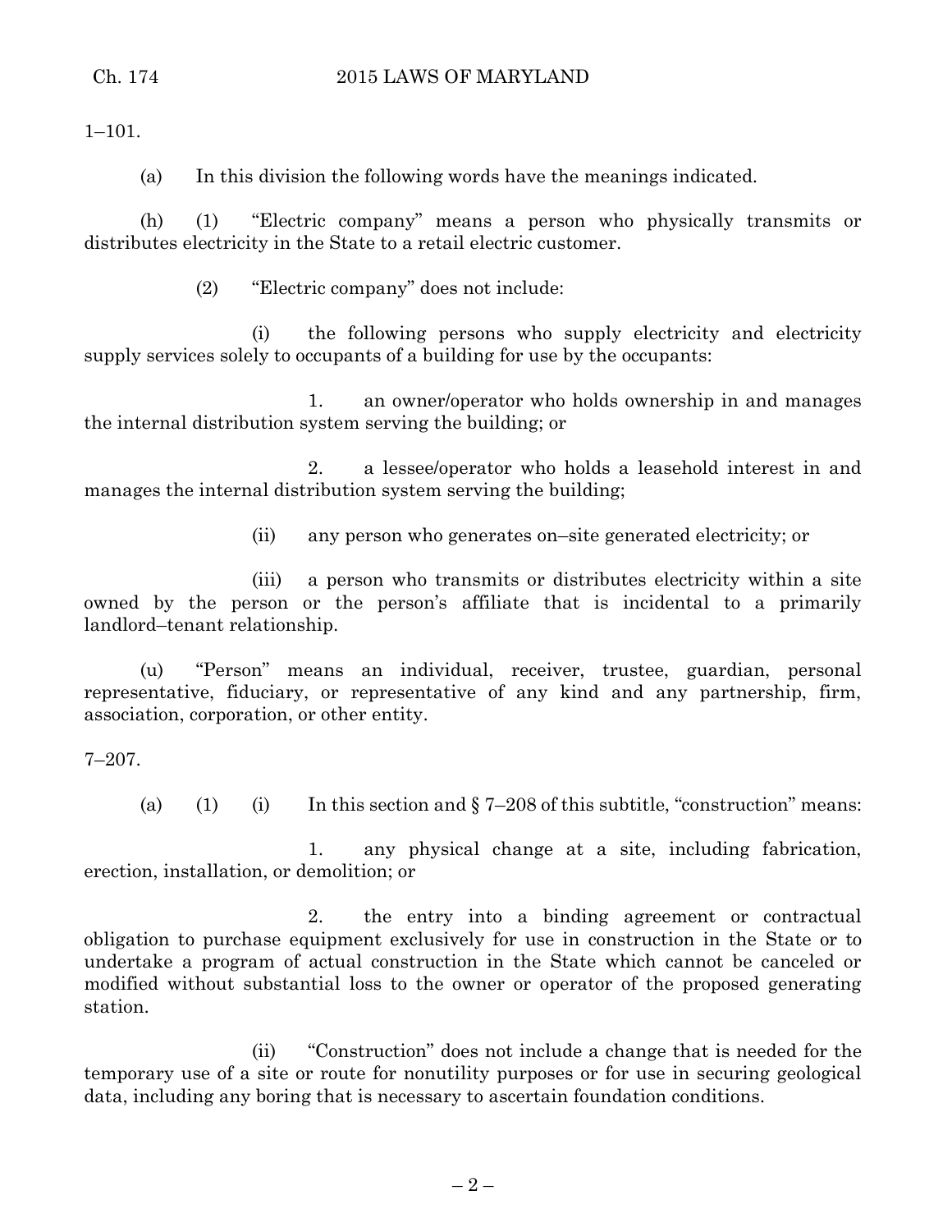1–101.

(a) In this division the following words have the meanings indicated.

(h) (1) "Electric company" means a person who physically transmits or distributes electricity in the State to a retail electric customer.

(2) "Electric company" does not include:

(i) the following persons who supply electricity and electricity supply services solely to occupants of a building for use by the occupants:

1. an owner/operator who holds ownership in and manages the internal distribution system serving the building; or

2. a lessee/operator who holds a leasehold interest in and manages the internal distribution system serving the building;

(ii) any person who generates on–site generated electricity; or

(iii) a person who transmits or distributes electricity within a site owned by the person or the person's affiliate that is incidental to a primarily landlord–tenant relationship.

(u) "Person" means an individual, receiver, trustee, guardian, personal representative, fiduciary, or representative of any kind and any partnership, firm, association, corporation, or other entity.

7–207.

(a) (1) (i) In this section and § 7–208 of this subtitle, "construction" means:

1. any physical change at a site, including fabrication, erection, installation, or demolition; or

2. the entry into a binding agreement or contractual obligation to purchase equipment exclusively for use in construction in the State or to undertake a program of actual construction in the State which cannot be canceled or modified without substantial loss to the owner or operator of the proposed generating station.

(ii) "Construction" does not include a change that is needed for the temporary use of a site or route for nonutility purposes or for use in securing geological data, including any boring that is necessary to ascertain foundation conditions.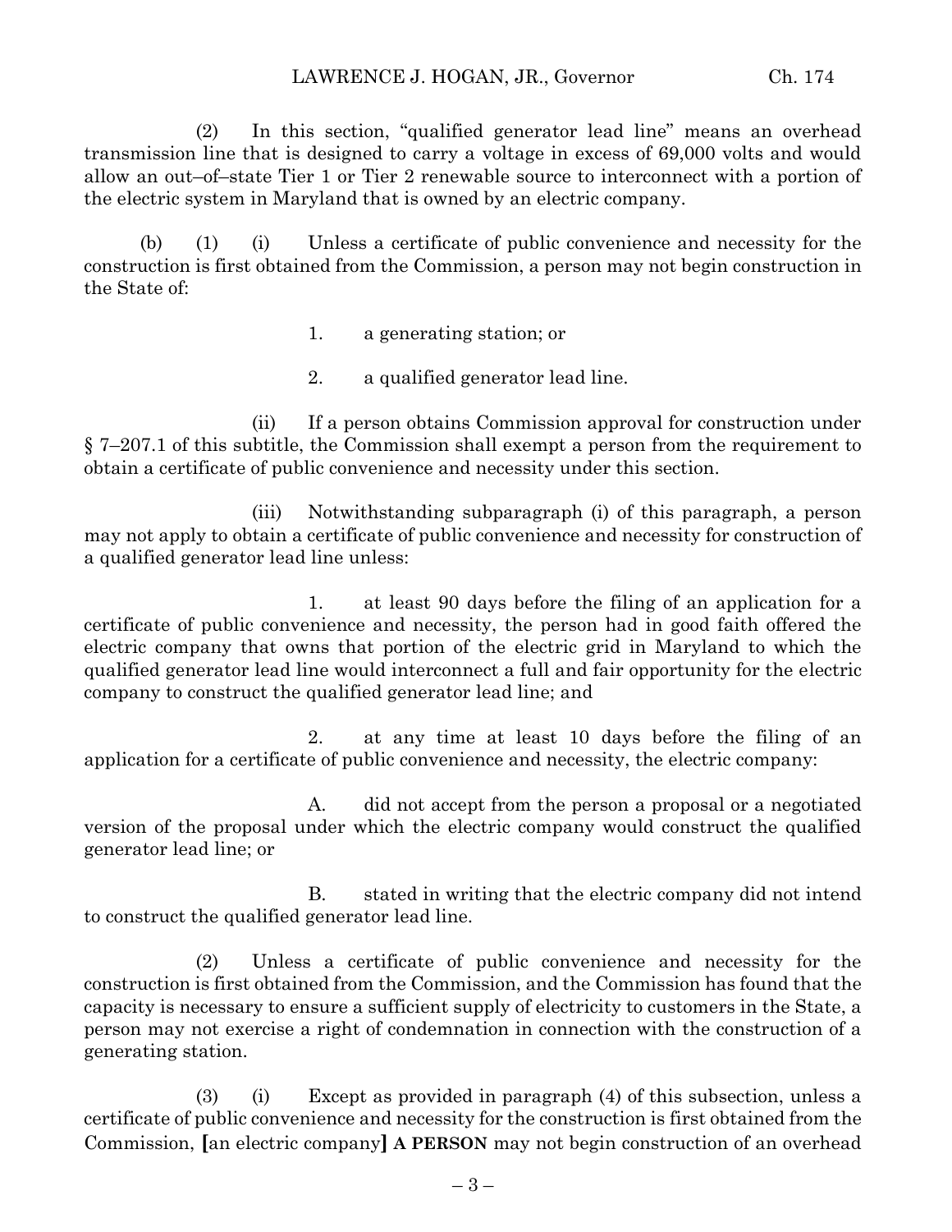(2) In this section, "qualified generator lead line" means an overhead transmission line that is designed to carry a voltage in excess of 69,000 volts and would allow an out–of–state Tier 1 or Tier 2 renewable source to interconnect with a portion of the electric system in Maryland that is owned by an electric company.

(b) (1) (i) Unless a certificate of public convenience and necessity for the construction is first obtained from the Commission, a person may not begin construction in the State of:

1. a generating station; or

2. a qualified generator lead line.

(ii) If a person obtains Commission approval for construction under § 7–207.1 of this subtitle, the Commission shall exempt a person from the requirement to obtain a certificate of public convenience and necessity under this section.

(iii) Notwithstanding subparagraph (i) of this paragraph, a person may not apply to obtain a certificate of public convenience and necessity for construction of a qualified generator lead line unless:

1. at least 90 days before the filing of an application for a certificate of public convenience and necessity, the person had in good faith offered the electric company that owns that portion of the electric grid in Maryland to which the qualified generator lead line would interconnect a full and fair opportunity for the electric company to construct the qualified generator lead line; and

2. at any time at least 10 days before the filing of an application for a certificate of public convenience and necessity, the electric company:

A. did not accept from the person a proposal or a negotiated version of the proposal under which the electric company would construct the qualified generator lead line; or

B. stated in writing that the electric company did not intend to construct the qualified generator lead line.

(2) Unless a certificate of public convenience and necessity for the construction is first obtained from the Commission, and the Commission has found that the capacity is necessary to ensure a sufficient supply of electricity to customers in the State, a person may not exercise a right of condemnation in connection with the construction of a generating station.

(3) (i) Except as provided in paragraph (4) of this subsection, unless a certificate of public convenience and necessity for the construction is first obtained from the Commission, **[**an electric company**]** **A PERSON** may not begin construction of an overhead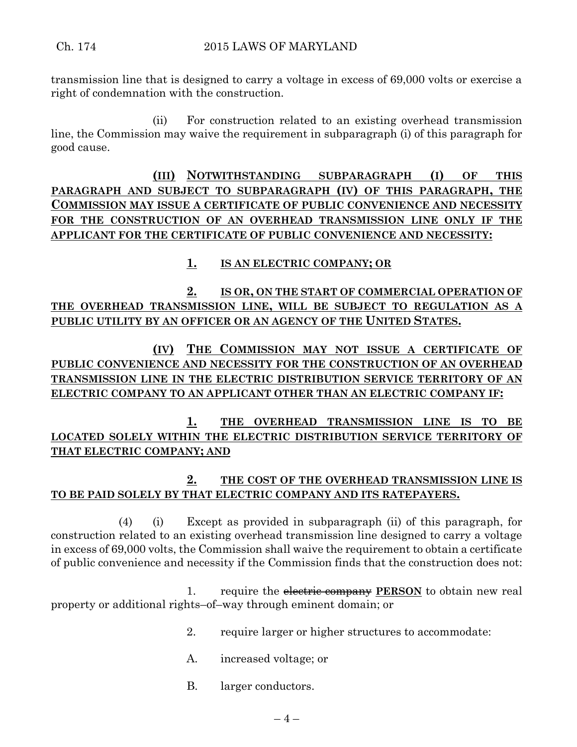transmission line that is designed to carry a voltage in excess of 69,000 volts or exercise a right of condemnation with the construction.

(ii) For construction related to an existing overhead transmission line, the Commission may waive the requirement in subparagraph (i) of this paragraph for good cause.

**(III) NOTWITHSTANDING SUBPARAGRAPH (I) OF THIS PARAGRAPH AND SUBJECT TO SUBPARAGRAPH (IV) OF THIS PARAGRAPH, THE COMMISSION MAY ISSUE A CERTIFICATE OF PUBLIC CONVENIENCE AND NECESSITY FOR THE CONSTRUCTION OF AN OVERHEAD TRANSMISSION LINE ONLY IF THE APPLICANT FOR THE CERTIFICATE OF PUBLIC CONVENIENCE AND NECESSITY:**

**1. IS AN ELECTRIC COMPANY; OR**

**2. IS OR, ON THE START OF COMMERCIAL OPERATION OF THE OVERHEAD TRANSMISSION LINE, WILL BE SUBJECT TO REGULATION AS A PUBLIC UTILITY BY AN OFFICER OR AN AGENCY OF THE UNITED STATES.**

**(IV) THE COMMISSION MAY NOT ISSUE A CERTIFICATE OF PUBLIC CONVENIENCE AND NECESSITY FOR THE CONSTRUCTION OF AN OVERHEAD TRANSMISSION LINE IN THE ELECTRIC DISTRIBUTION SERVICE TERRITORY OF AN ELECTRIC COMPANY TO AN APPLICANT OTHER THAN AN ELECTRIC COMPANY IF:**

**1. THE OVERHEAD TRANSMISSION LINE IS TO BE LOCATED SOLELY WITHIN THE ELECTRIC DISTRIBUTION SERVICE TERRITORY OF THAT ELECTRIC COMPANY; AND**

**2. THE COST OF THE OVERHEAD TRANSMISSION LINE IS TO BE PAID SOLELY BY THAT ELECTRIC COMPANY AND ITS RATEPAYERS.**

(4) (i) Except as provided in subparagraph (ii) of this paragraph, for construction related to an existing overhead transmission line designed to carry a voltage in excess of 69,000 volts, the Commission shall waive the requirement to obtain a certificate of public convenience and necessity if the Commission finds that the construction does not:

1. require the ~~electric company~~ **PERSON** to obtain new real property or additional rights–of–way through eminent domain; or

2. require larger or higher structures to accommodate:

A. increased voltage; or

B. larger conductors.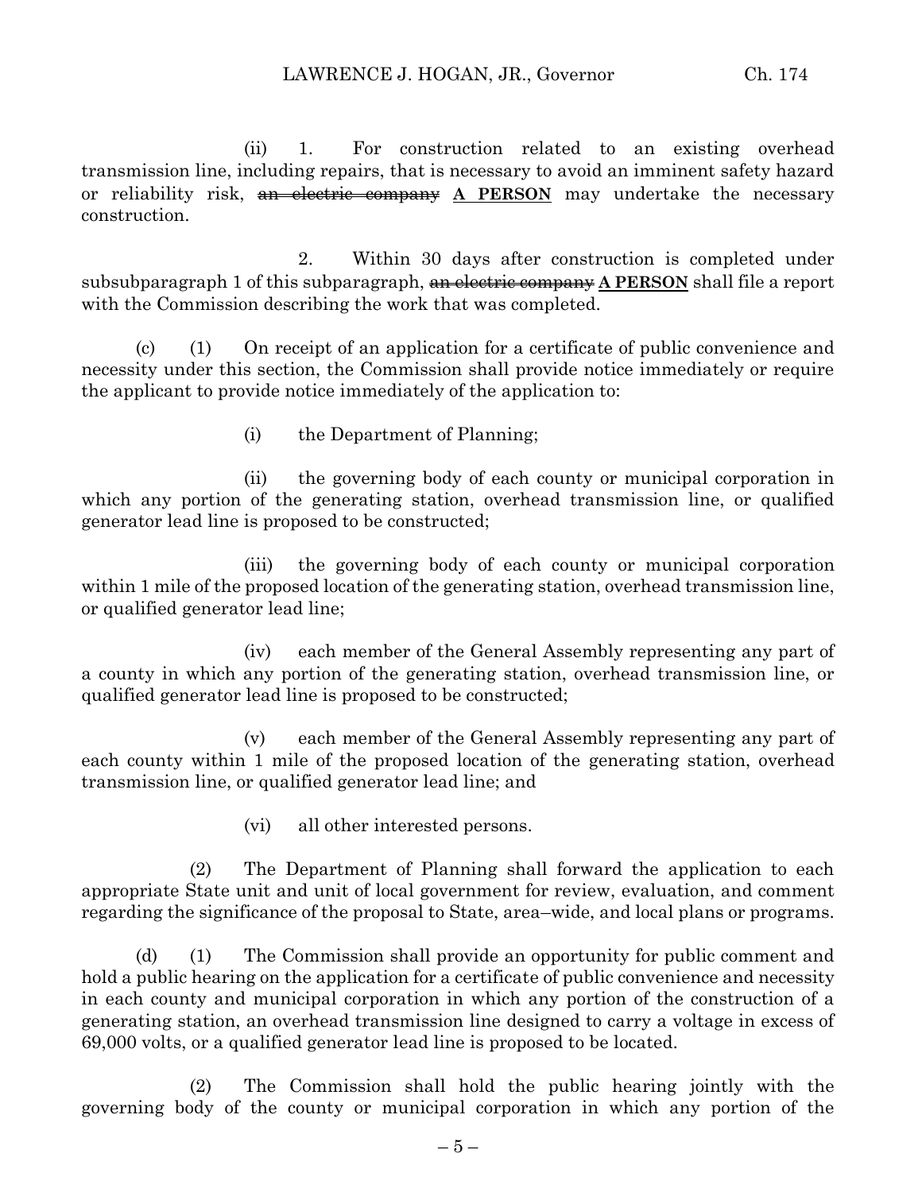(ii) 1. For construction related to an existing overhead transmission line, including repairs, that is necessary to avoid an imminent safety hazard or reliability risk, ~~an electric company~~ **A PERSON** may undertake the necessary construction.

2. Within 30 days after construction is completed under subsubparagraph 1 of this subparagraph, ~~an electric company~~ **A PERSON** shall file a report with the Commission describing the work that was completed.

(c) (1) On receipt of an application for a certificate of public convenience and necessity under this section, the Commission shall provide notice immediately or require the applicant to provide notice immediately of the application to:

(i) the Department of Planning;

(ii) the governing body of each county or municipal corporation in which any portion of the generating station, overhead transmission line, or qualified generator lead line is proposed to be constructed;

(iii) the governing body of each county or municipal corporation within 1 mile of the proposed location of the generating station, overhead transmission line, or qualified generator lead line;

(iv) each member of the General Assembly representing any part of a county in which any portion of the generating station, overhead transmission line, or qualified generator lead line is proposed to be constructed;

(v) each member of the General Assembly representing any part of each county within 1 mile of the proposed location of the generating station, overhead transmission line, or qualified generator lead line; and

(vi) all other interested persons.

(2) The Department of Planning shall forward the application to each appropriate State unit and unit of local government for review, evaluation, and comment regarding the significance of the proposal to State, area–wide, and local plans or programs.

(d) (1) The Commission shall provide an opportunity for public comment and hold a public hearing on the application for a certificate of public convenience and necessity in each county and municipal corporation in which any portion of the construction of a generating station, an overhead transmission line designed to carry a voltage in excess of 69,000 volts, or a qualified generator lead line is proposed to be located.

(2) The Commission shall hold the public hearing jointly with the governing body of the county or municipal corporation in which any portion of the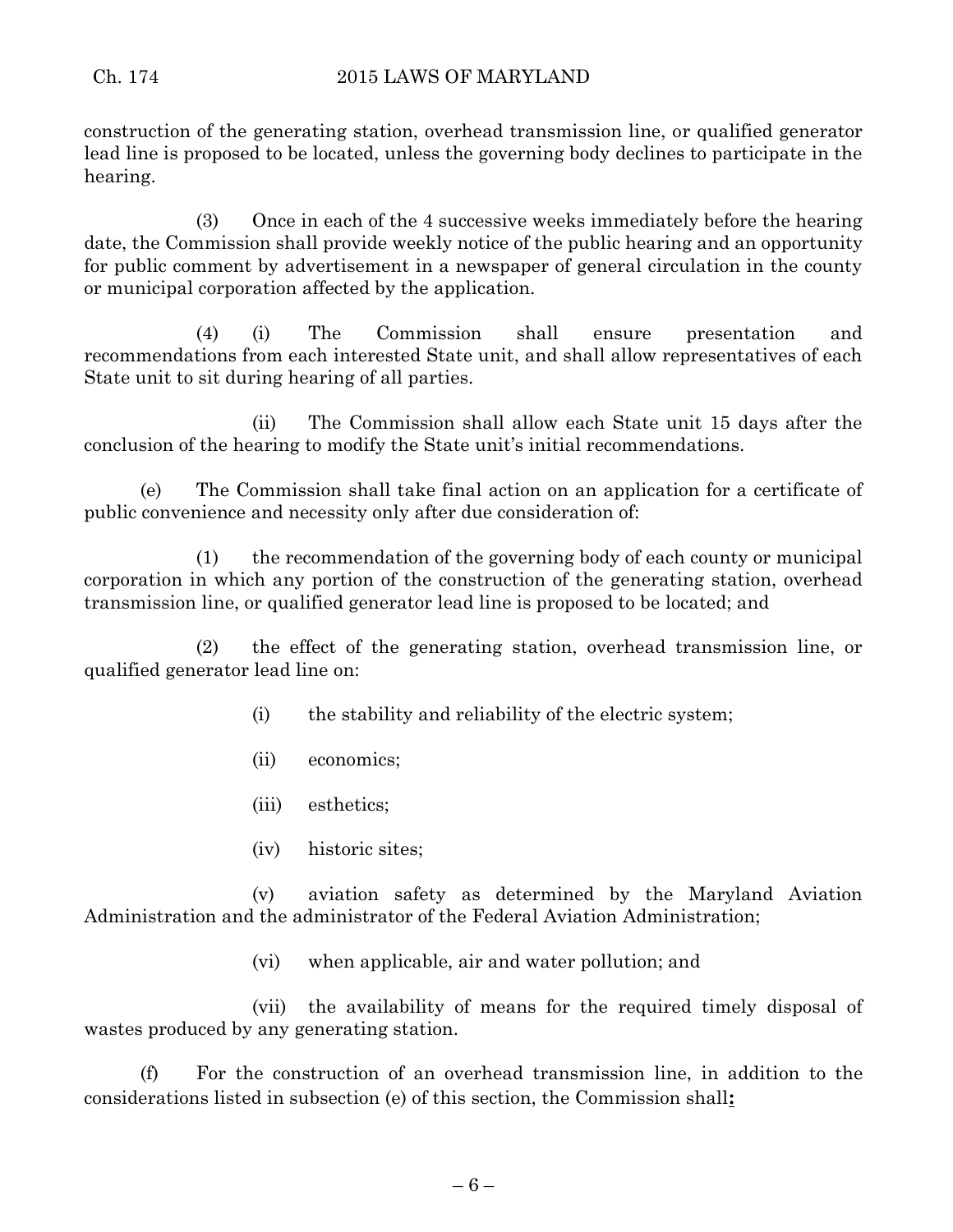construction of the generating station, overhead transmission line, or qualified generator lead line is proposed to be located, unless the governing body declines to participate in the hearing.

(3) Once in each of the 4 successive weeks immediately before the hearing date, the Commission shall provide weekly notice of the public hearing and an opportunity for public comment by advertisement in a newspaper of general circulation in the county or municipal corporation affected by the application.

(4) (i) The Commission shall ensure presentation and recommendations from each interested State unit, and shall allow representatives of each State unit to sit during hearing of all parties.

(ii) The Commission shall allow each State unit 15 days after the conclusion of the hearing to modify the State unit's initial recommendations.

(e) The Commission shall take final action on an application for a certificate of public convenience and necessity only after due consideration of:

(1) the recommendation of the governing body of each county or municipal corporation in which any portion of the construction of the generating station, overhead transmission line, or qualified generator lead line is proposed to be located; and

(2) the effect of the generating station, overhead transmission line, or qualified generator lead line on:

(i) the stability and reliability of the electric system;

(ii) economics;

(iii) esthetics;

(iv) historic sites;

(v) aviation safety as determined by the Maryland Aviation Administration and the administrator of the Federal Aviation Administration;

(vi) when applicable, air and water pollution; and

(vii) the availability of means for the required timely disposal of wastes produced by any generating station.

(f) For the construction of an overhead transmission line, in addition to the considerations listed in subsection (e) of this section, the Commission shall**:**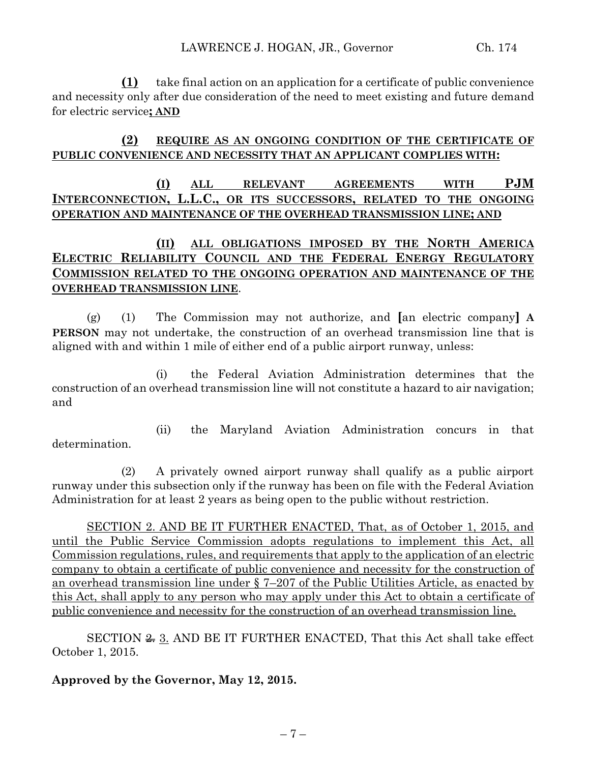**(1)** take final action on an application for a certificate of public convenience and necessity only after due consideration of the need to meet existing and future demand for electric service**; AND**

**(2) REQUIRE AS AN ONGOING CONDITION OF THE CERTIFICATE OF PUBLIC CONVENIENCE AND NECESSITY THAT AN APPLICANT COMPLIES WITH:**

**(I) ALL RELEVANT AGREEMENTS WITH PJM INTERCONNECTION, L.L.C., OR ITS SUCCESSORS, RELATED TO THE ONGOING OPERATION AND MAINTENANCE OF THE OVERHEAD TRANSMISSION LINE; AND**

**(II) ALL OBLIGATIONS IMPOSED BY THE NORTH AMERICA ELECTRIC RELIABILITY COUNCIL AND THE FEDERAL ENERGY REGULATORY COMMISSION RELATED TO THE ONGOING OPERATION AND MAINTENANCE OF THE OVERHEAD TRANSMISSION LINE**.

(g) (1) The Commission may not authorize, and **[**an electric company**]** **A PERSON** may not undertake, the construction of an overhead transmission line that is aligned with and within 1 mile of either end of a public airport runway, unless:

(i) the Federal Aviation Administration determines that the construction of an overhead transmission line will not constitute a hazard to air navigation; and

(ii) the Maryland Aviation Administration concurs in that determination.

(2) A privately owned airport runway shall qualify as a public airport runway under this subsection only if the runway has been on file with the Federal Aviation Administration for at least 2 years as being open to the public without restriction.

SECTION 2. AND BE IT FURTHER ENACTED, That, as of October 1, 2015, and until the Public Service Commission adopts regulations to implement this Act, all Commission regulations, rules, and requirements that apply to the application of an electric company to obtain a certificate of public convenience and necessity for the construction of an overhead transmission line under § 7–207 of the Public Utilities Article, as enacted by this Act, shall apply to any person who may apply under this Act to obtain a certificate of public convenience and necessity for the construction of an overhead transmission line.

SECTION ~~2.~~ 3. AND BE IT FURTHER ENACTED, That this Act shall take effect October 1, 2015.

**Approved by the Governor, May 12, 2015.**